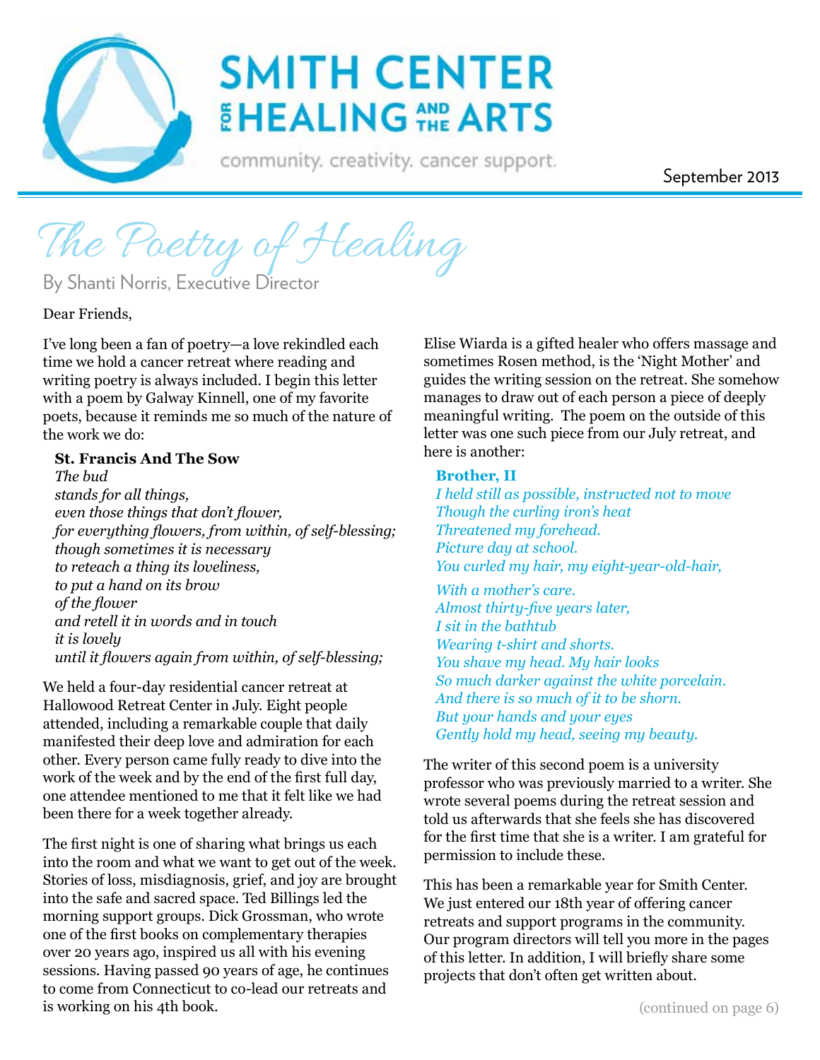# SMITH CENTER FOR HEALING AND THE ARTS

community. creativity. cancer support.

September 2013

## The Poetry of Healing

By Shanti Norris, Executive Director

Dear Friends,

I've long been a fan of poetry—a love rekindled each time we hold a cancer retreat where reading and writing poetry is always included. I begin this letter with a poem by Galway Kinnell, one of my favorite poets, because it reminds me so much of the nature of the work we do:

**St. Francis And The Sow**

*The bud*
*stands for all things,*
*even those things that don't flower,*
*for everything flowers, from within, of self-blessing;*
*though sometimes it is necessary*
*to reteach a thing its loveliness,*
*to put a hand on its brow*
*of the flower*
*and retell it in words and in touch*
*it is lovely*
*until it flowers again from within, of self-blessing;*

We held a four-day residential cancer retreat at Hallowood Retreat Center in July. Eight people attended, including a remarkable couple that daily manifested their deep love and admiration for each other. Every person came fully ready to dive into the work of the week and by the end of the first full day, one attendee mentioned to me that it felt like we had been there for a week together already.

The first night is one of sharing what brings us each into the room and what we want to get out of the week. Stories of loss, misdiagnosis, grief, and joy are brought into the safe and sacred space. Ted Billings led the morning support groups. Dick Grossman, who wrote one of the first books on complementary therapies over 20 years ago, inspired us all with his evening sessions. Having passed 90 years of age, he continues to come from Connecticut to co-lead our retreats and is working on his 4th book.

Elise Wiarda is a gifted healer who offers massage and sometimes Rosen method, is the 'Night Mother' and guides the writing session on the retreat. She somehow manages to draw out of each person a piece of deeply meaningful writing. The poem on the outside of this letter was one such piece from our July retreat, and here is another:

**Brother, II**

*I held still as possible, instructed not to move*
*Though the curling iron's heat*
*Threatened my forehead.*
*Picture day at school.*
*You curled my hair, my eight-year-old-hair,*

*With a mother's care.*
*Almost thirty-five years later,*
*I sit in the bathtub*
*Wearing t-shirt and shorts.*
*You shave my head. My hair looks*
*So much darker against the white porcelain.*
*And there is so much of it to be shorn.*
*But your hands and your eyes*
*Gently hold my head, seeing my beauty.*

The writer of this second poem is a university professor who was previously married to a writer. She wrote several poems during the retreat session and told us afterwards that she feels she has discovered for the first time that she is a writer. I am grateful for permission to include these.

This has been a remarkable year for Smith Center. We just entered our 18th year of offering cancer retreats and support programs in the community. Our program directors will tell you more in the pages of this letter. In addition, I will briefly share some projects that don't often get written about.

(continued on page 6)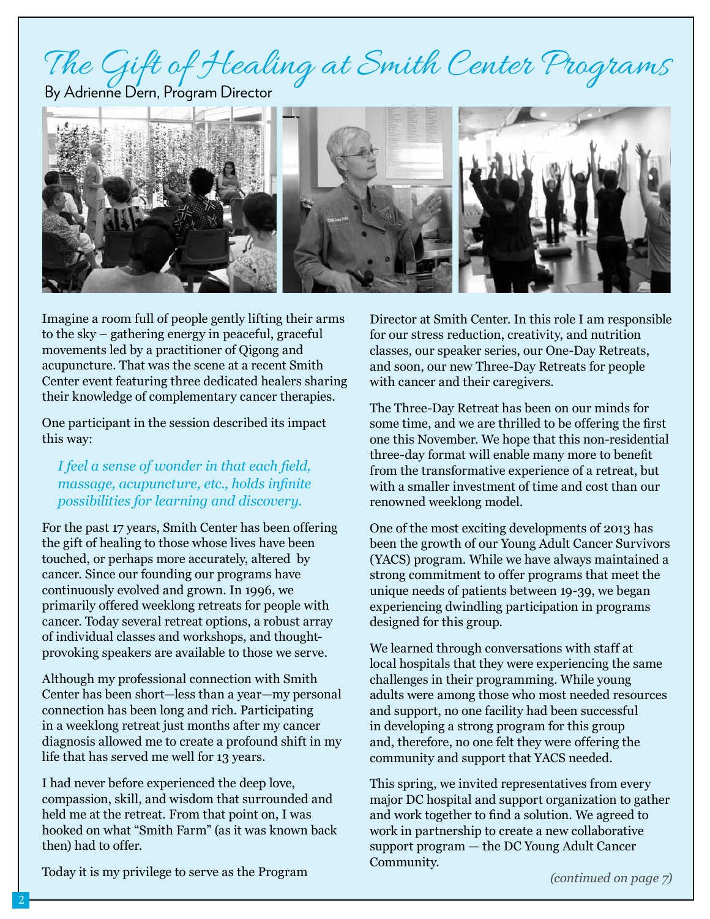# The Gift of Healing at Smith Center Programs

By Adrienne Dern, Program Director

Imagine a room full of people gently lifting their arms to the sky – gathering energy in peaceful, graceful movements led by a practitioner of Qigong and acupuncture. That was the scene at a recent Smith Center event featuring three dedicated healers sharing their knowledge of complementary cancer therapies.

One participant in the session described its impact this way:

> *I feel a sense of wonder in that each field, massage, acupuncture, etc., holds infinite possibilities for learning and discovery.*

For the past 17 years, Smith Center has been offering the gift of healing to those whose lives have been touched, or perhaps more accurately, altered by cancer. Since our founding our programs have continuously evolved and grown. In 1996, we primarily offered weeklong retreats for people with cancer. Today several retreat options, a robust array of individual classes and workshops, and thought-provoking speakers are available to those we serve.

Although my professional connection with Smith Center has been short—less than a year—my personal connection has been long and rich. Participating in a weeklong retreat just months after my cancer diagnosis allowed me to create a profound shift in my life that has served me well for 13 years.

I had never before experienced the deep love, compassion, skill, and wisdom that surrounded and held me at the retreat. From that point on, I was hooked on what "Smith Farm" (as it was known back then) had to offer.

Today it is my privilege to serve as the Program Director at Smith Center. In this role I am responsible for our stress reduction, creativity, and nutrition classes, our speaker series, our One-Day Retreats, and soon, our new Three-Day Retreats for people with cancer and their caregivers.

The Three-Day Retreat has been on our minds for some time, and we are thrilled to be offering the first one this November. We hope that this non-residential three-day format will enable many more to benefit from the transformative experience of a retreat, but with a smaller investment of time and cost than our renowned weeklong model.

One of the most exciting developments of 2013 has been the growth of our Young Adult Cancer Survivors (YACS) program. While we have always maintained a strong commitment to offer programs that meet the unique needs of patients between 19-39, we began experiencing dwindling participation in programs designed for this group.

We learned through conversations with staff at local hospitals that they were experiencing the same challenges in their programming. While young adults were among those who most needed resources and support, no one facility had been successful in developing a strong program for this group and, therefore, no one felt they were offering the community and support that YACS needed.

This spring, we invited representatives from every major DC hospital and support organization to gather and work together to find a solution. We agreed to work in partnership to create a new collaborative support program — the DC Young Adult Cancer Community.

*(continued on page 7)*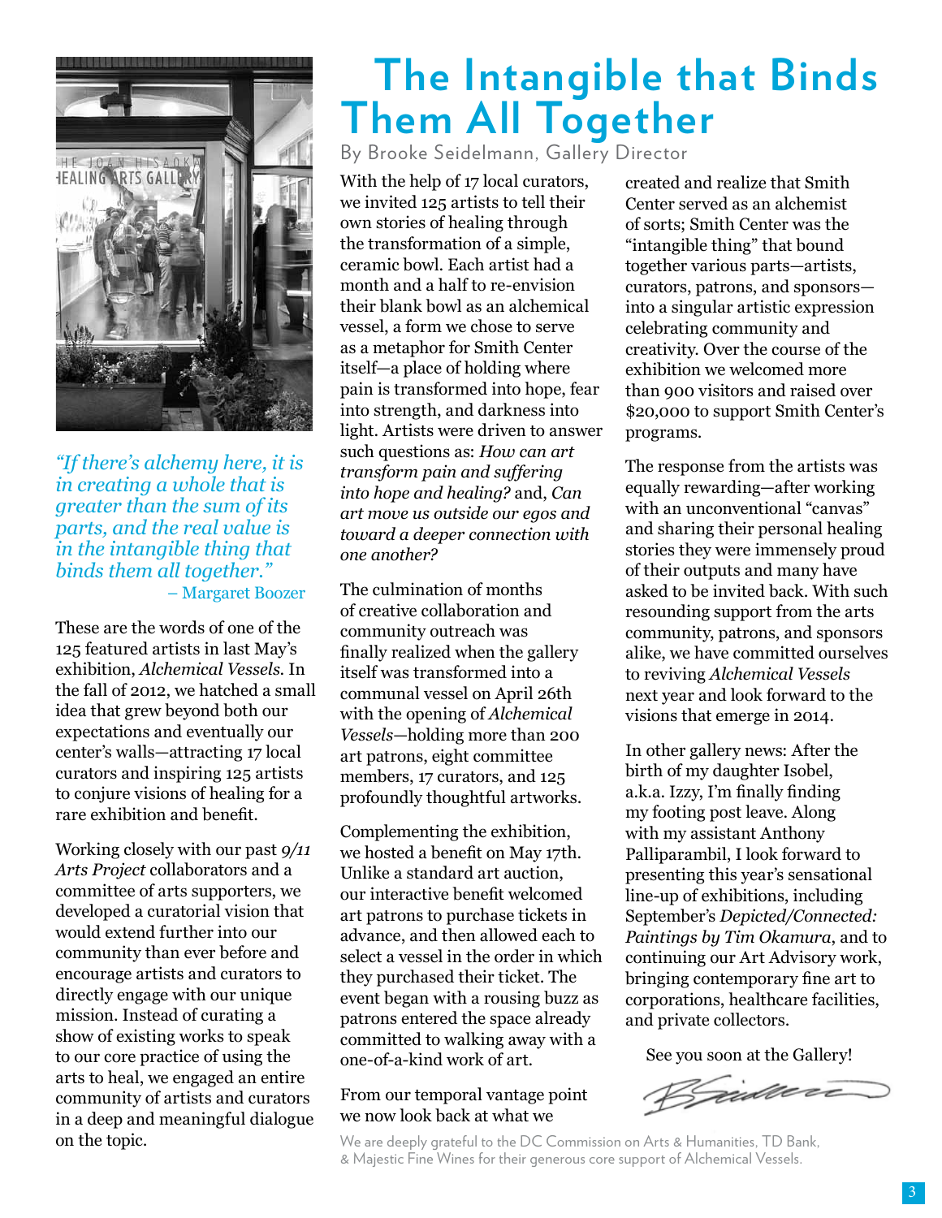# The Intangible that Binds Them All Together

By Brooke Seidelmann, Gallery Director

*"If there's alchemy here, it is in creating a whole that is greater than the sum of its parts, and the real value is in the intangible thing that binds them all together."*
– Margaret Boozer

These are the words of one of the 125 featured artists in last May's exhibition, *Alchemical Vessels*. In the fall of 2012, we hatched a small idea that grew beyond both our expectations and eventually our center's walls—attracting 17 local curators and inspiring 125 artists to conjure visions of healing for a rare exhibition and benefit.

Working closely with our past *9/11 Arts Project* collaborators and a committee of arts supporters, we developed a curatorial vision that would extend further into our community than ever before and encourage artists and curators to directly engage with our unique mission. Instead of curating a show of existing works to speak to our core practice of using the arts to heal, we engaged an entire community of artists and curators in a deep and meaningful dialogue on the topic.

With the help of 17 local curators, we invited 125 artists to tell their own stories of healing through the transformation of a simple, ceramic bowl. Each artist had a month and a half to re-envision their blank bowl as an alchemical vessel, a form we chose to serve as a metaphor for Smith Center itself—a place of holding where pain is transformed into hope, fear into strength, and darkness into light. Artists were driven to answer such questions as: *How can art transform pain and suffering into hope and healing?* and, *Can art move us outside our egos and toward a deeper connection with one another?*

The culmination of months of creative collaboration and community outreach was finally realized when the gallery itself was transformed into a communal vessel on April 26th with the opening of *Alchemical Vessels*—holding more than 200 art patrons, eight committee members, 17 curators, and 125 profoundly thoughtful artworks.

Complementing the exhibition, we hosted a benefit on May 17th. Unlike a standard art auction, our interactive benefit welcomed art patrons to purchase tickets in advance, and then allowed each to select a vessel in the order in which they purchased their ticket. The event began with a rousing buzz as patrons entered the space already committed to walking away with a one-of-a-kind work of art.

From our temporal vantage point we now look back at what we created and realize that Smith Center served as an alchemist of sorts; Smith Center was the "intangible thing" that bound together various parts—artists, curators, patrons, and sponsors—into a singular artistic expression celebrating community and creativity. Over the course of the exhibition we welcomed more than 900 visitors and raised over $20,000 to support Smith Center's programs.

The response from the artists was equally rewarding—after working with an unconventional "canvas" and sharing their personal healing stories they were immensely proud of their outputs and many have asked to be invited back. With such resounding support from the arts community, patrons, and sponsors alike, we have committed ourselves to reviving *Alchemical Vessels* next year and look forward to the visions that emerge in 2014.

In other gallery news: After the birth of my daughter Isobel, a.k.a. Izzy, I'm finally finding my footing post leave. Along with my assistant Anthony Palliparambil, I look forward to presenting this year's sensational line-up of exhibitions, including September's *Depicted/Connected: Paintings by Tim Okamura*, and to continuing our Art Advisory work, bringing contemporary fine art to corporations, healthcare facilities, and private collectors.

See you soon at the Gallery!

B Seidelmann

We are deeply grateful to the DC Commission on Arts & Humanities, TD Bank, & Majestic Fine Wines for their generous core support of Alchemical Vessels.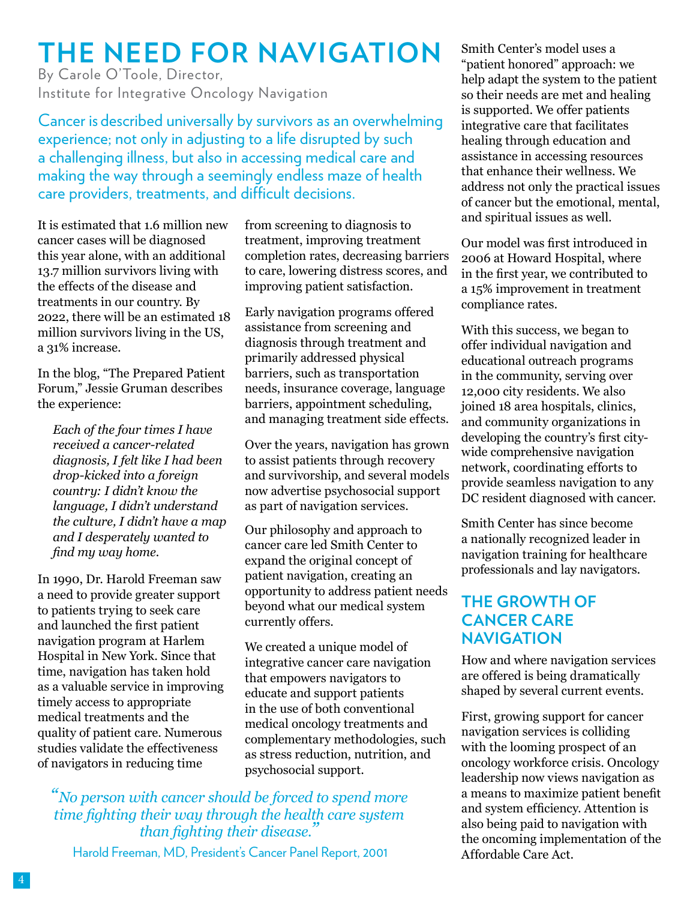# THE NEED FOR NAVIGATION

By Carole O'Toole, Director,
Institute for Integrative Oncology Navigation

Cancer is described universally by survivors as an overwhelming experience; not only in adjusting to a life disrupted by such a challenging illness, but also in accessing medical care and making the way through a seemingly endless maze of health care providers, treatments, and difficult decisions.

It is estimated that 1.6 million new cancer cases will be diagnosed this year alone, with an additional 13.7 million survivors living with the effects of the disease and treatments in our country. By 2022, there will be an estimated 18 million survivors living in the US, a 31% increase.

In the blog, "The Prepared Patient Forum," Jessie Gruman describes the experience:

> *Each of the four times I have received a cancer-related diagnosis, I felt like I had been drop-kicked into a foreign country: I didn't know the language, I didn't understand the culture, I didn't have a map and I desperately wanted to find my way home.*

In 1990, Dr. Harold Freeman saw a need to provide greater support to patients trying to seek care and launched the first patient navigation program at Harlem Hospital in New York. Since that time, navigation has taken hold as a valuable service in improving timely access to appropriate medical treatments and the quality of patient care. Numerous studies validate the effectiveness of navigators in reducing time from screening to diagnosis to treatment, improving treatment completion rates, decreasing barriers to care, lowering distress scores, and improving patient satisfaction.

Early navigation programs offered assistance from screening and diagnosis through treatment and primarily addressed physical barriers, such as transportation needs, insurance coverage, language barriers, appointment scheduling, and managing treatment side effects.

Over the years, navigation has grown to assist patients through recovery and survivorship, and several models now advertise psychosocial support as part of navigation services.

Our philosophy and approach to cancer care led Smith Center to expand the original concept of patient navigation, creating an opportunity to address patient needs beyond what our medical system currently offers.

We created a unique model of integrative cancer care navigation that empowers navigators to educate and support patients in the use of both conventional medical oncology treatments and complementary methodologies, such as stress reduction, nutrition, and psychosocial support.

> *"No person with cancer should be forced to spend more time fighting their way through the health care system than fighting their disease."*
>
> Harold Freeman, MD, President's Cancer Panel Report, 2001

Smith Center's model uses a "patient honored" approach: we help adapt the system to the patient so their needs are met and healing is supported. We offer patients integrative care that facilitates healing through education and assistance in accessing resources that enhance their wellness. We address not only the practical issues of cancer but the emotional, mental, and spiritual issues as well.

Our model was first introduced in 2006 at Howard Hospital, where in the first year, we contributed to a 15% improvement in treatment compliance rates.

With this success, we began to offer individual navigation and educational outreach programs in the community, serving over 12,000 city residents. We also joined 18 area hospitals, clinics, and community organizations in developing the country's first city-wide comprehensive navigation network, coordinating efforts to provide seamless navigation to any DC resident diagnosed with cancer.

Smith Center has since become a nationally recognized leader in navigation training for healthcare professionals and lay navigators.

## THE GROWTH OF CANCER CARE NAVIGATION

How and where navigation services are offered is being dramatically shaped by several current events.

First, growing support for cancer navigation services is colliding with the looming prospect of an oncology workforce crisis. Oncology leadership now views navigation as a means to maximize patient benefit and system efficiency. Attention is also being paid to navigation with the oncoming implementation of the Affordable Care Act.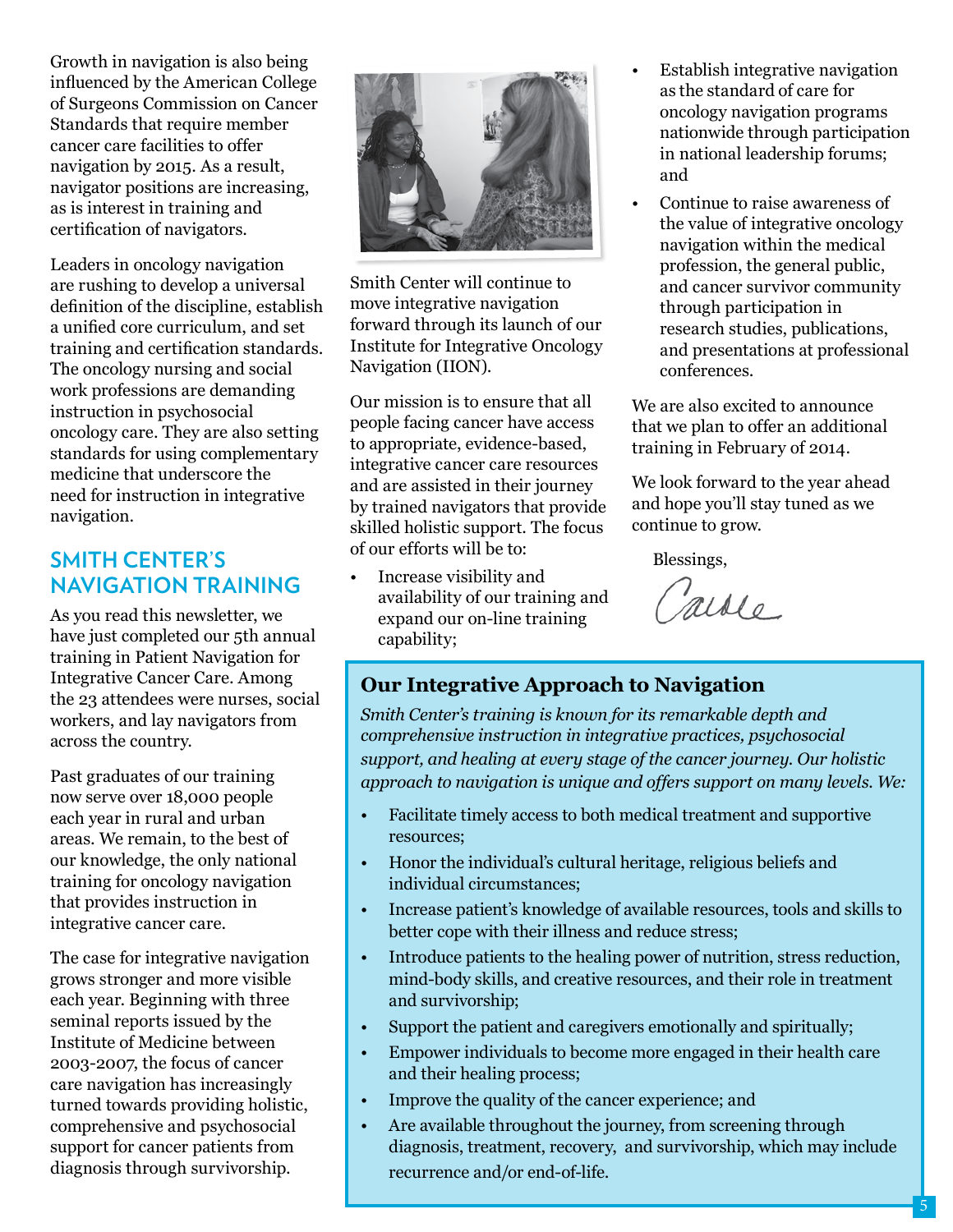Growth in navigation is also being influenced by the American College of Surgeons Commission on Cancer Standards that require member cancer care facilities to offer navigation by 2015. As a result, navigator positions are increasing, as is interest in training and certification of navigators.

Leaders in oncology navigation are rushing to develop a universal definition of the discipline, establish a unified core curriculum, and set training and certification standards. The oncology nursing and social work professions are demanding instruction in psychosocial oncology care. They are also setting standards for using complementary medicine that underscore the need for instruction in integrative navigation.

## SMITH CENTER'S NAVIGATION TRAINING

As you read this newsletter, we have just completed our 5th annual training in Patient Navigation for Integrative Cancer Care. Among the 23 attendees were nurses, social workers, and lay navigators from across the country.

Past graduates of our training now serve over 18,000 people each year in rural and urban areas. We remain, to the best of our knowledge, the only national training for oncology navigation that provides instruction in integrative cancer care.

The case for integrative navigation grows stronger and more visible each year. Beginning with three seminal reports issued by the Institute of Medicine between 2003-2007, the focus of cancer care navigation has increasingly turned towards providing holistic, comprehensive and psychosocial support for cancer patients from diagnosis through survivorship.

Smith Center will continue to move integrative navigation forward through its launch of our Institute for Integrative Oncology Navigation (IION).

Our mission is to ensure that all people facing cancer have access to appropriate, evidence-based, integrative cancer care resources and are assisted in their journey by trained navigators that provide skilled holistic support. The focus of our efforts will be to:

- Increase visibility and availability of our training and expand our on-line training capability;
- Establish integrative navigation as the standard of care for oncology navigation programs nationwide through participation in national leadership forums; and
- Continue to raise awareness of the value of integrative oncology navigation within the medical profession, the general public, and cancer survivor community through participation in research studies, publications, and presentations at professional conferences.

We are also excited to announce that we plan to offer an additional training in February of 2014.

We look forward to the year ahead and hope you'll stay tuned as we continue to grow.

Blessings,

Carole

### Our Integrative Approach to Navigation

*Smith Center's training is known for its remarkable depth and comprehensive instruction in integrative practices, psychosocial support, and healing at every stage of the cancer journey. Our holistic approach to navigation is unique and offers support on many levels. We:*

- Facilitate timely access to both medical treatment and supportive resources;
- Honor the individual's cultural heritage, religious beliefs and individual circumstances;
- Increase patient's knowledge of available resources, tools and skills to better cope with their illness and reduce stress;
- Introduce patients to the healing power of nutrition, stress reduction, mind-body skills, and creative resources, and their role in treatment and survivorship;
- Support the patient and caregivers emotionally and spiritually;
- Empower individuals to become more engaged in their health care and their healing process;
- Improve the quality of the cancer experience; and
- Are available throughout the journey, from screening through diagnosis, treatment, recovery, and survivorship, which may include recurrence and/or end-of-life.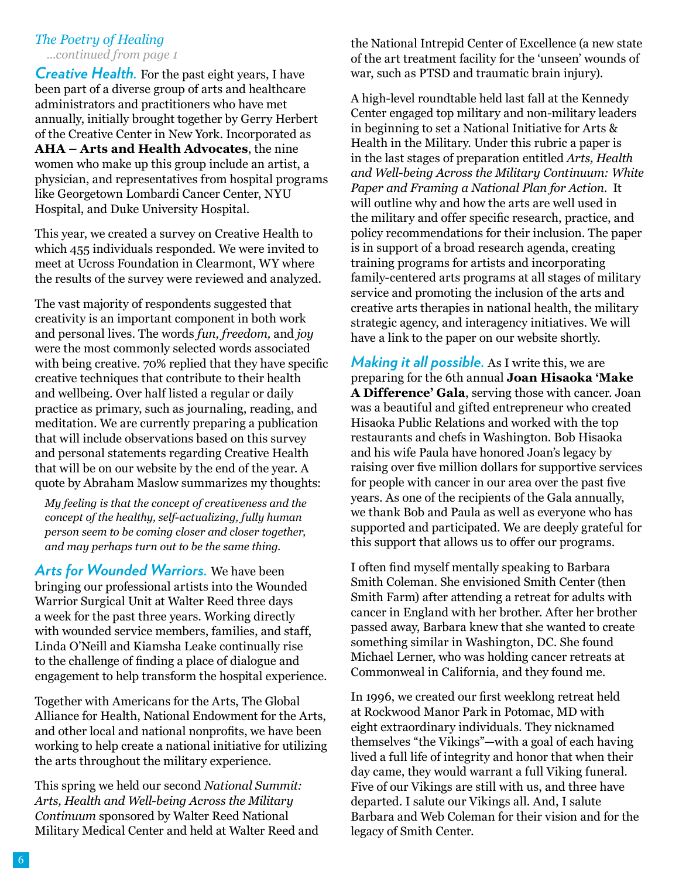## *The Poetry of Healing*

*...continued from page 1*

***Creative Health.*** For the past eight years, I have been part of a diverse group of arts and healthcare administrators and practitioners who have met annually, initially brought together by Gerry Herbert of the Creative Center in New York. Incorporated as **AHA – Arts and Health Advocates**, the nine women who make up this group include an artist, a physician, and representatives from hospital programs like Georgetown Lombardi Cancer Center, NYU Hospital, and Duke University Hospital.

This year, we created a survey on Creative Health to which 455 individuals responded. We were invited to meet at Ucross Foundation in Clearmont, WY where the results of the survey were reviewed and analyzed.

The vast majority of respondents suggested that creativity is an important component in both work and personal lives. The words *fun, freedom,* and *joy* were the most commonly selected words associated with being creative. 70% replied that they have specific creative techniques that contribute to their health and wellbeing. Over half listed a regular or daily practice as primary, such as journaling, reading, and meditation. We are currently preparing a publication that will include observations based on this survey and personal statements regarding Creative Health that will be on our website by the end of the year. A quote by Abraham Maslow summarizes my thoughts:

> *My feeling is that the concept of creativeness and the concept of the healthy, self-actualizing, fully human person seem to be coming closer and closer together, and may perhaps turn out to be the same thing.*

***Arts for Wounded Warriors.*** We have been bringing our professional artists into the Wounded Warrior Surgical Unit at Walter Reed three days a week for the past three years. Working directly with wounded service members, families, and staff, Linda O'Neill and Kiamsha Leake continually rise to the challenge of finding a place of dialogue and engagement to help transform the hospital experience.

Together with Americans for the Arts, The Global Alliance for Health, National Endowment for the Arts, and other local and national nonprofits, we have been working to help create a national initiative for utilizing the arts throughout the military experience.

This spring we held our second *National Summit: Arts, Health and Well-being Across the Military Continuum* sponsored by Walter Reed National Military Medical Center and held at Walter Reed and the National Intrepid Center of Excellence (a new state of the art treatment facility for the 'unseen' wounds of war, such as PTSD and traumatic brain injury).

A high-level roundtable held last fall at the Kennedy Center engaged top military and non-military leaders in beginning to set a National Initiative for Arts & Health in the Military. Under this rubric a paper is in the last stages of preparation entitled *Arts, Health and Well-being Across the Military Continuum: White Paper and Framing a National Plan for Action.* It will outline why and how the arts are well used in the military and offer specific research, practice, and policy recommendations for their inclusion. The paper is in support of a broad research agenda, creating training programs for artists and incorporating family-centered arts programs at all stages of military service and promoting the inclusion of the arts and creative arts therapies in national health, the military strategic agency, and interagency initiatives. We will have a link to the paper on our website shortly.

***Making it all possible.*** As I write this, we are preparing for the 6th annual **Joan Hisaoka 'Make A Difference' Gala**, serving those with cancer. Joan was a beautiful and gifted entrepreneur who created Hisaoka Public Relations and worked with the top restaurants and chefs in Washington. Bob Hisaoka and his wife Paula have honored Joan's legacy by raising over five million dollars for supportive services for people with cancer in our area over the past five years. As one of the recipients of the Gala annually, we thank Bob and Paula as well as everyone who has supported and participated. We are deeply grateful for this support that allows us to offer our programs.

I often find myself mentally speaking to Barbara Smith Coleman. She envisioned Smith Center (then Smith Farm) after attending a retreat for adults with cancer in England with her brother. After her brother passed away, Barbara knew that she wanted to create something similar in Washington, DC. She found Michael Lerner, who was holding cancer retreats at Commonweal in California, and they found me.

In 1996, we created our first weeklong retreat held at Rockwood Manor Park in Potomac, MD with eight extraordinary individuals. They nicknamed themselves "the Vikings"—with a goal of each having lived a full life of integrity and honor that when their day came, they would warrant a full Viking funeral. Five of our Vikings are still with us, and three have departed. I salute our Vikings all. And, I salute Barbara and Web Coleman for their vision and for the legacy of Smith Center.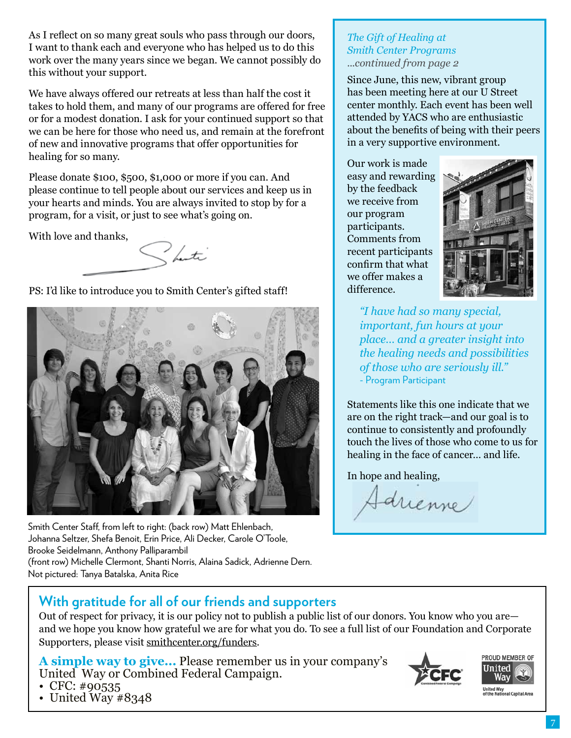As I reflect on so many great souls who pass through our doors, I want to thank each and everyone who has helped us to do this work over the many years since we began. We cannot possibly do this without your support.

We have always offered our retreats at less than half the cost it takes to hold them, and many of our programs are offered for free or for a modest donation. I ask for your continued support so that we can be here for those who need us, and remain at the forefront of new and innovative programs that offer opportunities for healing for so many.

Please donate $100, $500, $1,000 or more if you can. And please continue to tell people about our services and keep us in your hearts and minds. You are always invited to stop by for a program, for a visit, or just to see what's going on.

With love and thanks,

Shanti

PS: I'd like to introduce you to Smith Center's gifted staff!

Smith Center Staff, from left to right: (back row) Matt Ehlenbach, Johanna Seltzer, Shefa Benoit, Erin Price, Ali Decker, Carole O'Toole, Brooke Seidelmann, Anthony Palliparambil
(front row) Michelle Clermont, Shanti Norris, Alaina Sadick, Adrienne Dern.
Not pictured: Tanya Batalska, Anita Rice

*The Gift of Healing at Smith Center Programs*
*...continued from page 2*

Since June, this new, vibrant group has been meeting here at our U Street center monthly. Each event has been well attended by YACS who are enthusiastic about the benefits of being with their peers in a very supportive environment.

Our work is made easy and rewarding by the feedback we receive from our program participants. Comments from recent participants confirm that what we offer makes a difference.

> *"I have had so many special, important, fun hours at your place... and a greater insight into the healing needs and possibilities of those who are seriously ill."*
> \- Program Participant

Statements like this one indicate that we are on the right track—and our goal is to continue to consistently and profoundly touch the lives of those who come to us for healing in the face of cancer... and life.

In hope and healing,

Adrienne

## With gratitude for all of our friends and supporters

Out of respect for privacy, it is our policy not to publish a public list of our donors. You know who you are—and we hope you know how grateful we are for what you do. To see a full list of our Foundation and Corporate Supporters, please visit smithcenter.org/funders.

**A simple way to give...** Please remember us in your company's United Way or Combined Federal Campaign.

- CFC: #90535
- United Way #8348

CFC Combined Federal Campaign

PROUD MEMBER OF United Way — United Way of the National Capital Area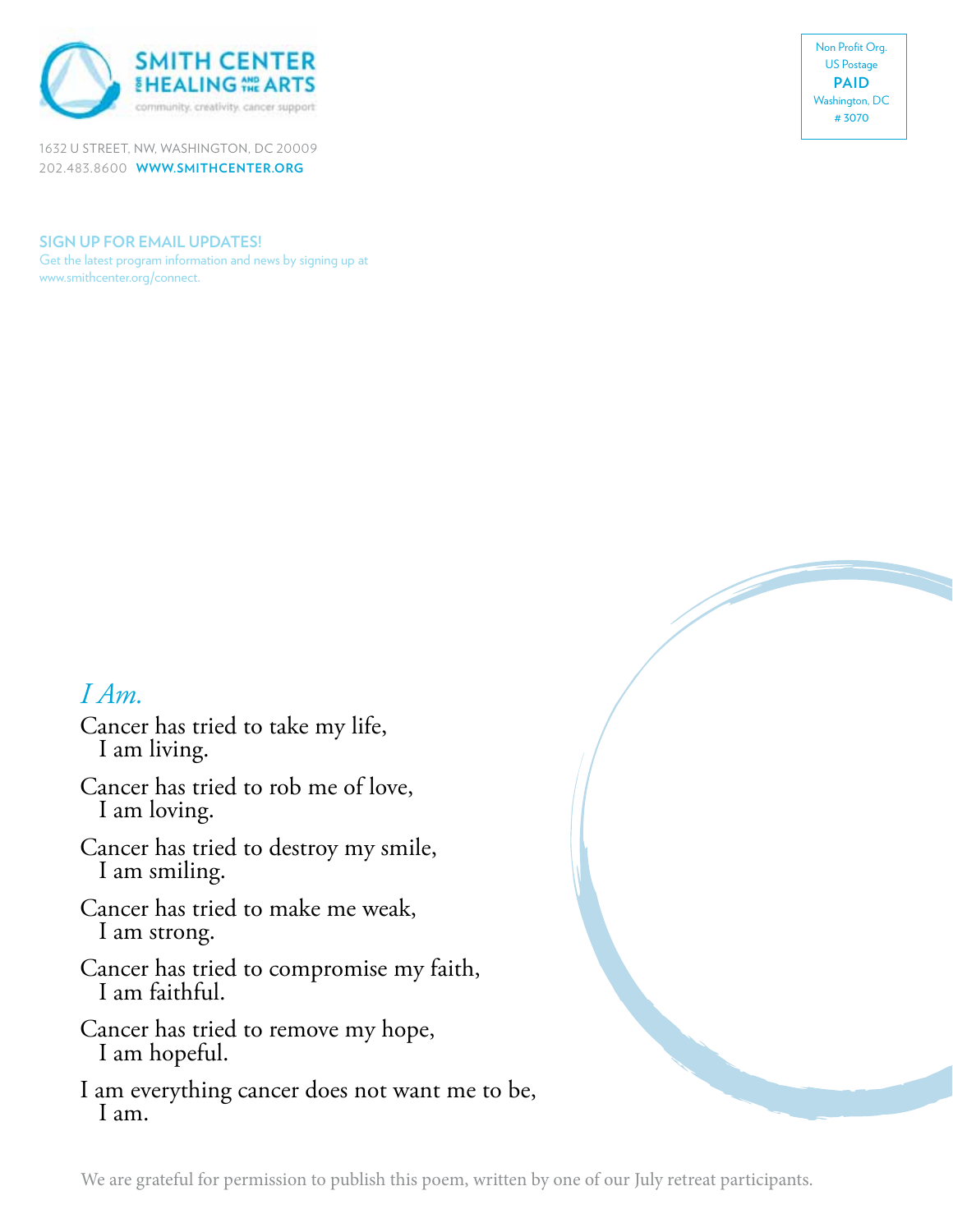SMITH CENTER FOR HEALING AND THE ARTS

community. creativity. cancer support

1632 U STREET, NW, WASHINGTON, DC 20009
202.483.8600 **WWW.SMITHCENTER.ORG**

Non Profit Org.
US Postage
**PAID**
Washington, DC
# 3070

**SIGN UP FOR EMAIL UPDATES!**
Get the latest program information and news by signing up at www.smithcenter.org/connect.

## *I Am.*

Cancer has tried to take my life,
I am living.

Cancer has tried to rob me of love,
I am loving.

Cancer has tried to destroy my smile,
I am smiling.

Cancer has tried to make me weak,
I am strong.

Cancer has tried to compromise my faith,
I am faithful.

Cancer has tried to remove my hope,
I am hopeful.

I am everything cancer does not want me to be,
I am.

We are grateful for permission to publish this poem, written by one of our July retreat participants.